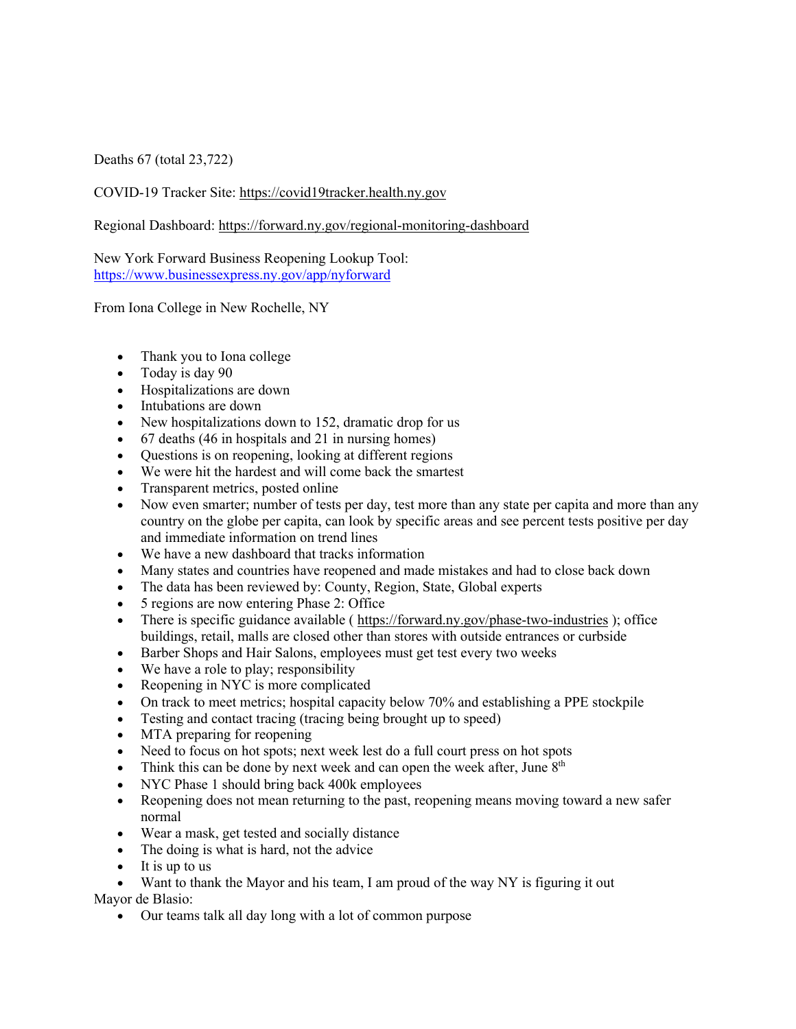Deaths 67 (total 23,722)

COVID-19 Tracker Site: https://covid19tracker.health.ny.gov

Regional Dashboard: https://forward.ny.gov/regional-monitoring-dashboard

New York Forward Business Reopening Lookup Tool:
https://www.businessexpress.ny.gov/app/nyforward

From Iona College in New Rochelle, NY

- Thank you to Iona college
- Today is day 90
- Hospitalizations are down
- Intubations are down
- New hospitalizations down to 152, dramatic drop for us
- 67 deaths (46 in hospitals and 21 in nursing homes)
- Questions is on reopening, looking at different regions
- We were hit the hardest and will come back the smartest
- Transparent metrics, posted online
- Now even smarter; number of tests per day, test more than any state per capita and more than any country on the globe per capita, can look by specific areas and see percent tests positive per day and immediate information on trend lines
- We have a new dashboard that tracks information
- Many states and countries have reopened and made mistakes and had to close back down
- The data has been reviewed by: County, Region, State, Global experts
- 5 regions are now entering Phase 2: Office
- There is specific guidance available ( https://forward.ny.gov/phase-two-industries ); office buildings, retail, malls are closed other than stores with outside entrances or curbside
- Barber Shops and Hair Salons, employees must get test every two weeks
- We have a role to play; responsibility
- Reopening in NYC is more complicated
- On track to meet metrics; hospital capacity below 70% and establishing a PPE stockpile
- Testing and contact tracing (tracing being brought up to speed)
- MTA preparing for reopening
- Need to focus on hot spots; next week lest do a full court press on hot spots
- Think this can be done by next week and can open the week after, June 8th
- NYC Phase 1 should bring back 400k employees
- Reopening does not mean returning to the past, reopening means moving toward a new safer normal
- Wear a mask, get tested and socially distance
- The doing is what is hard, not the advice
- It is up to us
- Want to thank the Mayor and his team, I am proud of the way NY is figuring it out

Mayor de Blasio:

- Our teams talk all day long with a lot of common purpose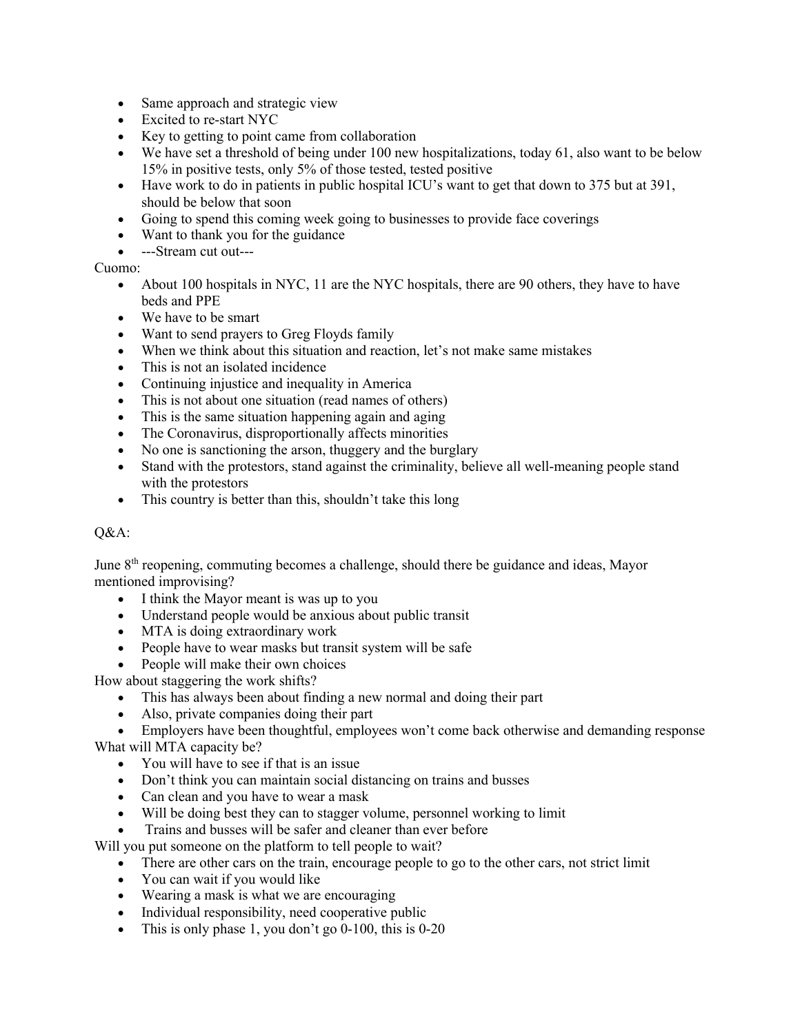- Same approach and strategic view
- Excited to re-start NYC
- Key to getting to point came from collaboration
- We have set a threshold of being under 100 new hospitalizations, today 61, also want to be below 15% in positive tests, only 5% of those tested, tested positive
- Have work to do in patients in public hospital ICU's want to get that down to 375 but at 391, should be below that soon
- Going to spend this coming week going to businesses to provide face coverings
- Want to thank you for the guidance
- ---Stream cut out---

Cuomo:

- About 100 hospitals in NYC, 11 are the NYC hospitals, there are 90 others, they have to have beds and PPE
- We have to be smart
- Want to send prayers to Greg Floyds family
- When we think about this situation and reaction, let's not make same mistakes
- This is not an isolated incidence
- Continuing injustice and inequality in America
- This is not about one situation (read names of others)
- This is the same situation happening again and aging
- The Coronavirus, disproportionally affects minorities
- No one is sanctioning the arson, thuggery and the burglary
- Stand with the protestors, stand against the criminality, believe all well-meaning people stand with the protestors
- This country is better than this, shouldn't take this long

Q&A:

June 8th reopening, commuting becomes a challenge, should there be guidance and ideas, Mayor mentioned improvising?

- I think the Mayor meant is was up to you
- Understand people would be anxious about public transit
- MTA is doing extraordinary work
- People have to wear masks but transit system will be safe
- People will make their own choices

How about staggering the work shifts?

- This has always been about finding a new normal and doing their part
- Also, private companies doing their part
- Employers have been thoughtful, employees won't come back otherwise and demanding response

What will MTA capacity be?

- You will have to see if that is an issue
- Don't think you can maintain social distancing on trains and busses
- Can clean and you have to wear a mask
- Will be doing best they can to stagger volume, personnel working to limit
- Trains and busses will be safer and cleaner than ever before

Will you put someone on the platform to tell people to wait?

- There are other cars on the train, encourage people to go to the other cars, not strict limit
- You can wait if you would like
- Wearing a mask is what we are encouraging
- Individual responsibility, need cooperative public
- This is only phase 1, you don't go 0-100, this is 0-20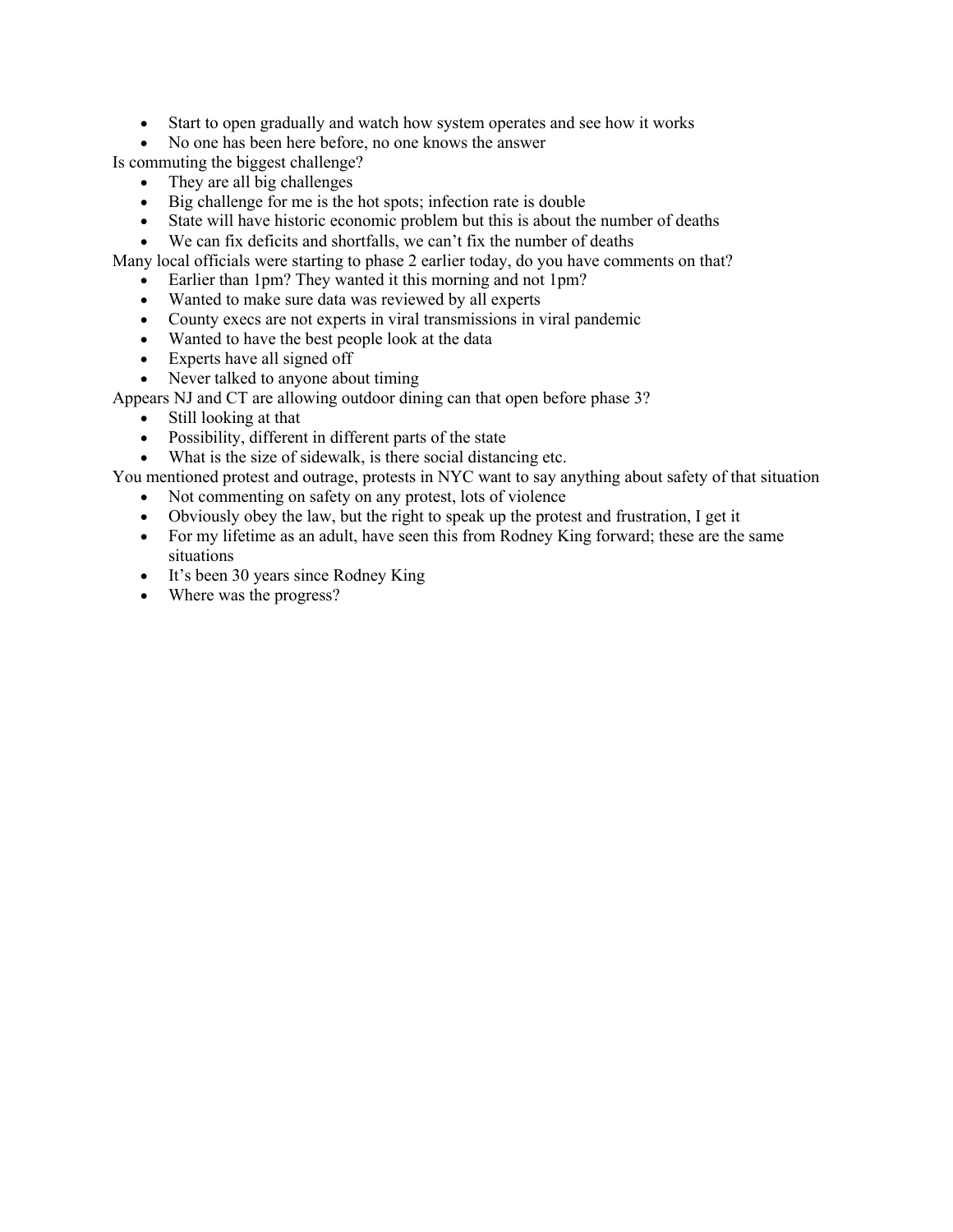- Start to open gradually and watch how system operates and see how it works
- No one has been here before, no one knows the answer

Is commuting the biggest challenge?

- They are all big challenges
- Big challenge for me is the hot spots; infection rate is double
- State will have historic economic problem but this is about the number of deaths
- We can fix deficits and shortfalls, we can't fix the number of deaths

Many local officials were starting to phase 2 earlier today, do you have comments on that?

- Earlier than 1pm? They wanted it this morning and not 1pm?
- Wanted to make sure data was reviewed by all experts
- County execs are not experts in viral transmissions in viral pandemic
- Wanted to have the best people look at the data
- Experts have all signed off
- Never talked to anyone about timing

Appears NJ and CT are allowing outdoor dining can that open before phase 3?

- Still looking at that
- Possibility, different in different parts of the state
- What is the size of sidewalk, is there social distancing etc.

You mentioned protest and outrage, protests in NYC want to say anything about safety of that situation

- Not commenting on safety on any protest, lots of violence
- Obviously obey the law, but the right to speak up the protest and frustration, I get it
- For my lifetime as an adult, have seen this from Rodney King forward; these are the same situations
- It's been 30 years since Rodney King
- Where was the progress?